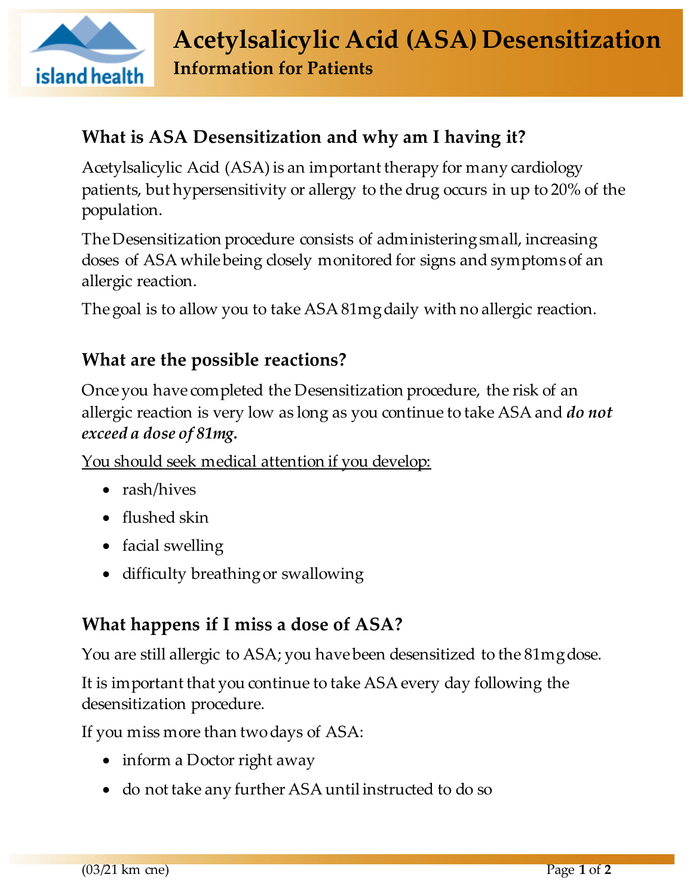# Acetylsalicylic Acid (ASA) Desensitization

## Information for Patients

### What is ASA Desensitization and why am I having it?

Acetylsalicylic Acid (ASA) is an important therapy for many cardiology patients, but hypersensitivity or allergy to the drug occurs in up to 20% of the population.

The Desensitization procedure consists of administering small, increasing doses of ASA while being closely monitored for signs and symptoms of an allergic reaction.

The goal is to allow you to take ASA 81mg daily with no allergic reaction.

### What are the possible reactions?

Once you have completed the Desensitization procedure, the risk of an allergic reaction is very low as long as you continue to take ASA and ***do not exceed a dose of 81mg.***

<u>You should seek medical attention if you develop:</u>

- rash/hives
- flushed skin
- facial swelling
- difficulty breathing or swallowing

### What happens if I miss a dose of ASA?

You are still allergic to ASA; you have been desensitized to the 81mg dose.

It is important that you continue to take ASA every day following the desensitization procedure.

If you miss more than two days of ASA:

- inform a Doctor right away
- do not take any further ASA until instructed to do so

(03/21 km cne)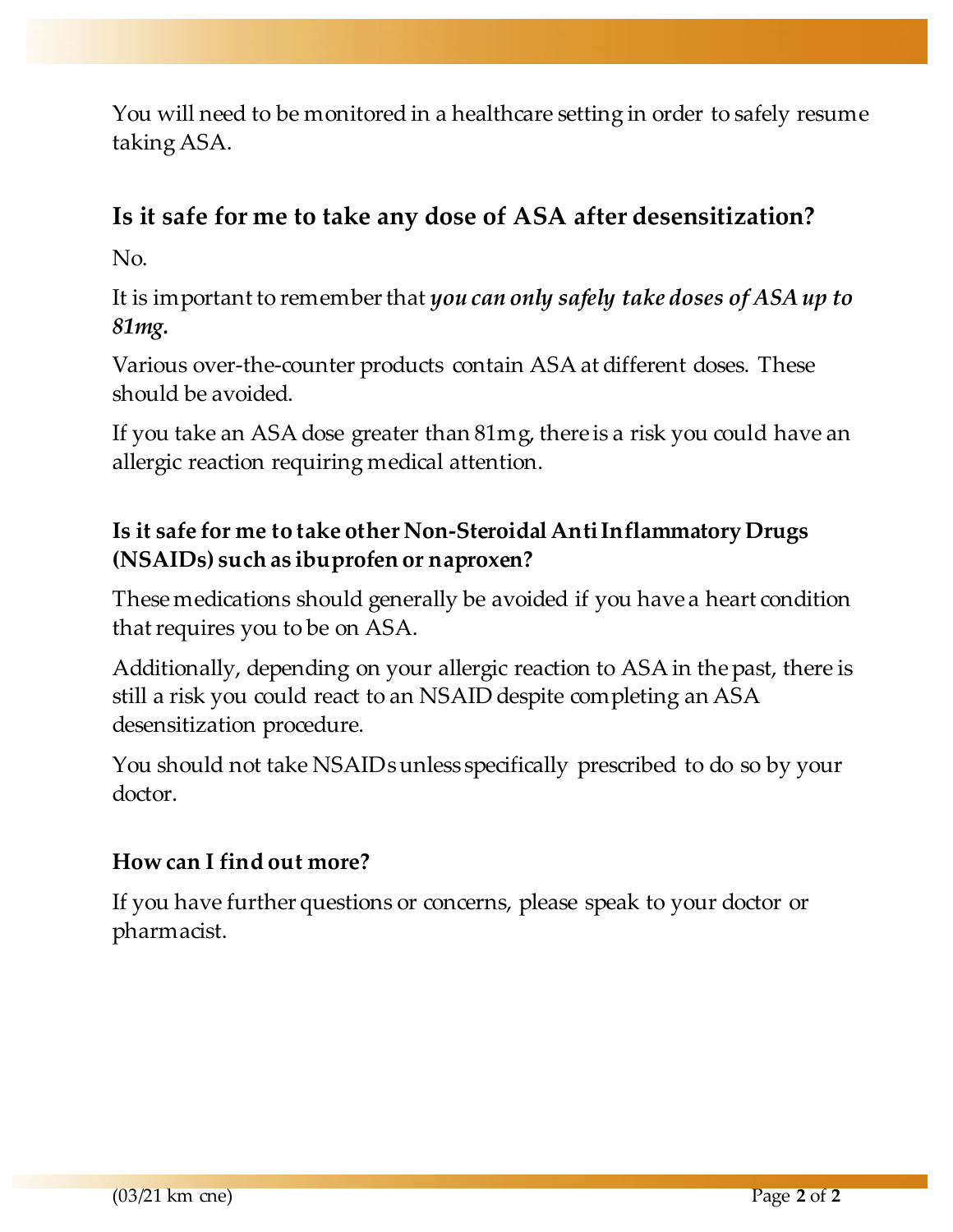You will need to be monitored in a healthcare setting in order to safely resume taking ASA.

## Is it safe for me to take any dose of ASA after desensitization?

No.

It is important to remember that ***you can only safely take doses of ASA up to 81mg.***

Various over-the-counter products contain ASA at different doses. These should be avoided.

If you take an ASA dose greater than 81mg, there is a risk you could have an allergic reaction requiring medical attention.

### Is it safe for me to take other Non-Steroidal Anti Inflammatory Drugs (NSAIDs) such as ibuprofen or naproxen?

These medications should generally be avoided if you have a heart condition that requires you to be on ASA.

Additionally, depending on your allergic reaction to ASA in the past, there is still a risk you could react to an NSAID despite completing an ASA desensitization procedure.

You should not take NSAIDs unless specifically prescribed to do so by your doctor.

### How can I find out more?

If you have further questions or concerns, please speak to your doctor or pharmacist.

(03/21 km cne)